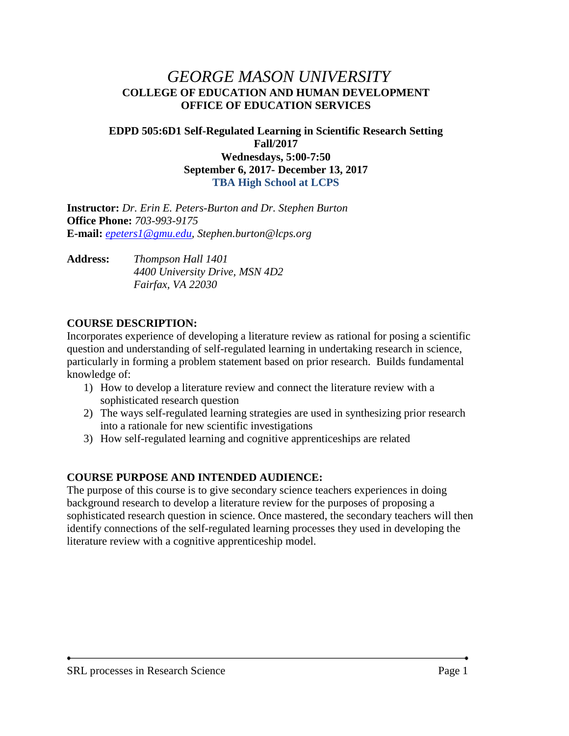# *GEORGE MASON UNIVERSITY*

## COLLEGE OF EDUCATION AND HUMAN DEVELOPMENT
## OFFICE OF EDUCATION SERVICES

**EDPD 505:6D1 Self-Regulated Learning in Scientific Research Setting**
**Fall/2017**
**Wednesdays, 5:00-7:50**
**September 6, 2017- December 13, 2017**
**TBA High School at LCPS**

**Instructor:** *Dr. Erin E. Peters-Burton and Dr. Stephen Burton*
**Office Phone:** *703-993-9175*
**E-mail:** *epeters1@gmu.edu, Stephen.burton@lcps.org*

**Address:** *Thompson Hall 1401*
*4400 University Drive, MSN 4D2*
*Fairfax, VA 22030*

**COURSE DESCRIPTION:**

Incorporates experience of developing a literature review as rational for posing a scientific question and understanding of self-regulated learning in undertaking research in science, particularly in forming a problem statement based on prior research. Builds fundamental knowledge of:

1) How to develop a literature review and connect the literature review with a sophisticated research question
2) The ways self-regulated learning strategies are used in synthesizing prior research into a rationale for new scientific investigations
3) How self-regulated learning and cognitive apprenticeships are related

**COURSE PURPOSE AND INTENDED AUDIENCE:**

The purpose of this course is to give secondary science teachers experiences in doing background research to develop a literature review for the purposes of proposing a sophisticated research question in science. Once mastered, the secondary teachers will then identify connections of the self-regulated learning processes they used in developing the literature review with a cognitive apprenticeship model.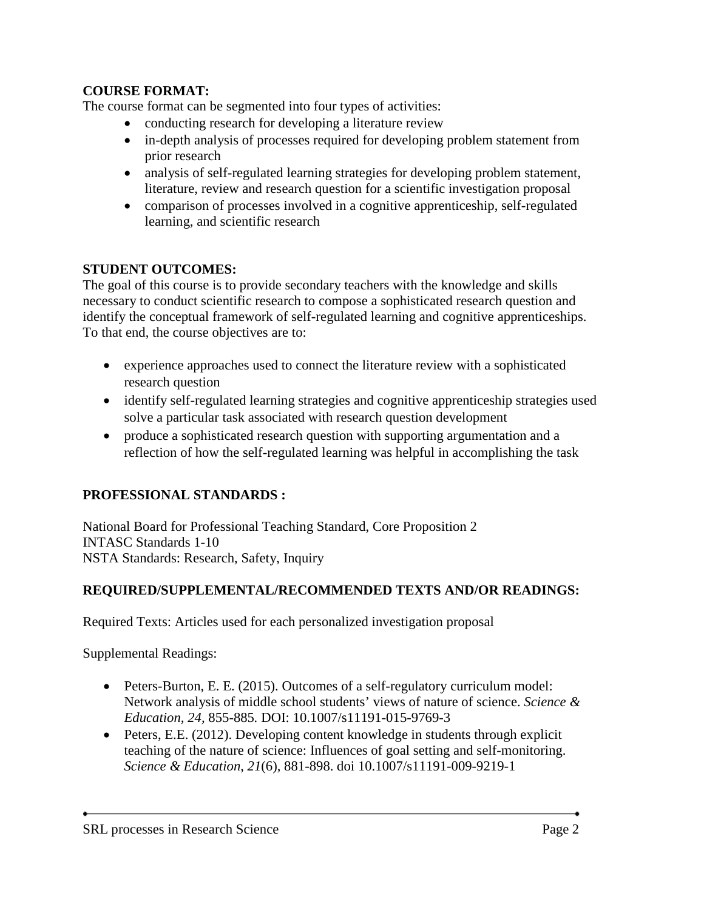**COURSE FORMAT:**

The course format can be segmented into four types of activities:

- conducting research for developing a literature review
- in-depth analysis of processes required for developing problem statement from prior research
- analysis of self-regulated learning strategies for developing problem statement, literature, review and research question for a scientific investigation proposal
- comparison of processes involved in a cognitive apprenticeship, self-regulated learning, and scientific research

**STUDENT OUTCOMES:**

The goal of this course is to provide secondary teachers with the knowledge and skills necessary to conduct scientific research to compose a sophisticated research question and identify the conceptual framework of self-regulated learning and cognitive apprenticeships. To that end, the course objectives are to:

- experience approaches used to connect the literature review with a sophisticated research question
- identify self-regulated learning strategies and cognitive apprenticeship strategies used solve a particular task associated with research question development
- produce a sophisticated research question with supporting argumentation and a reflection of how the self-regulated learning was helpful in accomplishing the task

**PROFESSIONAL STANDARDS :**

National Board for Professional Teaching Standard, Core Proposition 2
INTASC Standards 1-10
NSTA Standards: Research, Safety, Inquiry

**REQUIRED/SUPPLEMENTAL/RECOMMENDED TEXTS AND/OR READINGS:**

Required Texts: Articles used for each personalized investigation proposal

Supplemental Readings:

- Peters-Burton, E. E. (2015). Outcomes of a self-regulatory curriculum model: Network analysis of middle school students' views of nature of science. *Science & Education, 24,* 855-885. DOI: 10.1007/s11191-015-9769-3
- Peters, E.E. (2012). Developing content knowledge in students through explicit teaching of the nature of science: Influences of goal setting and self-monitoring. *Science & Education, 21*(6), 881-898. doi 10.1007/s11191-009-9219-1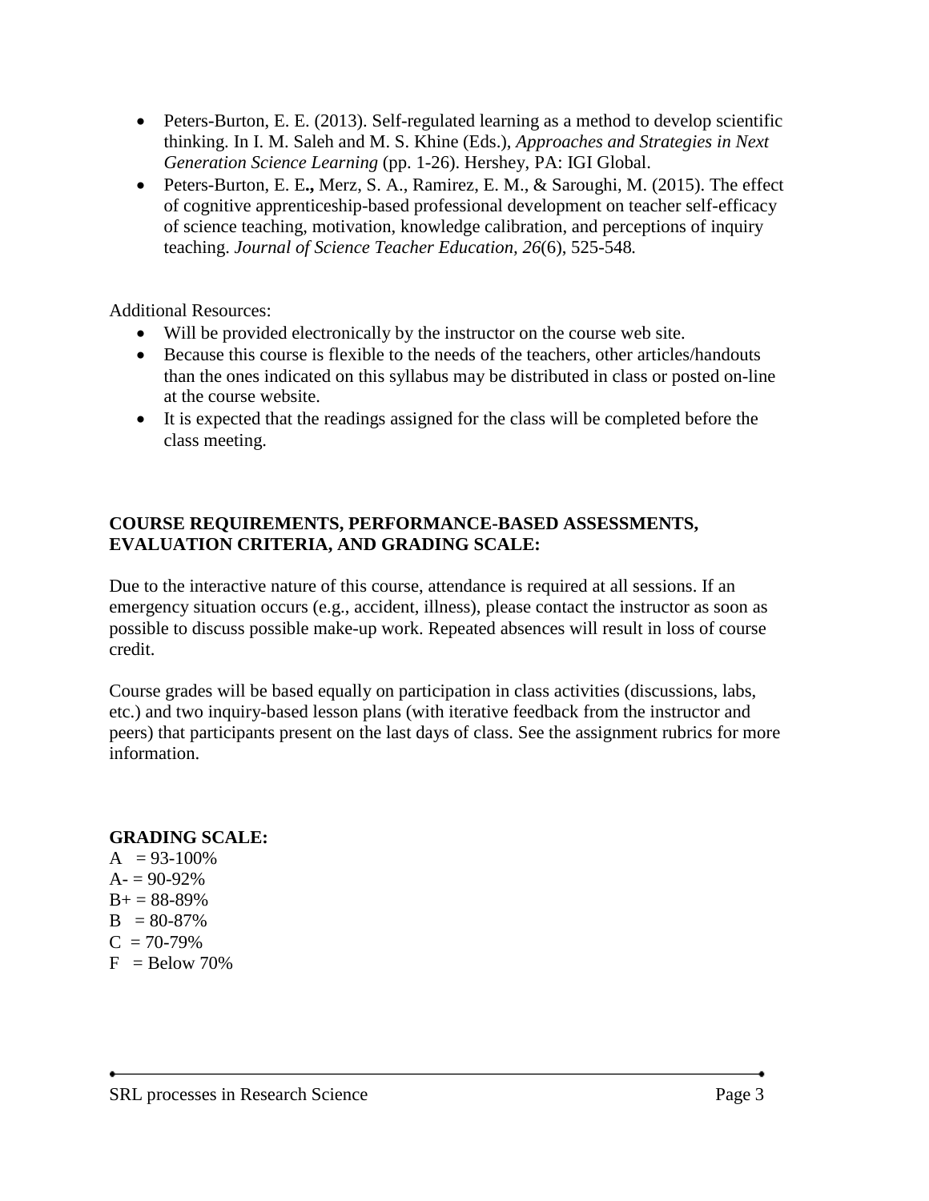- Peters-Burton, E. E. (2013). Self-regulated learning as a method to develop scientific thinking. In I. M. Saleh and M. S. Khine (Eds.), *Approaches and Strategies in Next Generation Science Learning* (pp. 1-26). Hershey, PA: IGI Global.
- Peters-Burton, E. E**.,** Merz, S. A., Ramirez, E. M., & Saroughi, M. (2015). The effect of cognitive apprenticeship-based professional development on teacher self-efficacy of science teaching, motivation, knowledge calibration, and perceptions of inquiry teaching. *Journal of Science Teacher Education*, *26*(6), 525-548.

Additional Resources:

- Will be provided electronically by the instructor on the course web site.
- Because this course is flexible to the needs of the teachers, other articles/handouts than the ones indicated on this syllabus may be distributed in class or posted on-line at the course website.
- It is expected that the readings assigned for the class will be completed before the class meeting.

**COURSE REQUIREMENTS, PERFORMANCE-BASED ASSESSMENTS, EVALUATION CRITERIA, AND GRADING SCALE:**

Due to the interactive nature of this course, attendance is required at all sessions. If an emergency situation occurs (e.g., accident, illness), please contact the instructor as soon as possible to discuss possible make-up work. Repeated absences will result in loss of course credit.

Course grades will be based equally on participation in class activities (discussions, labs, etc.) and two inquiry-based lesson plans (with iterative feedback from the instructor and peers) that participants present on the last days of class. See the assignment rubrics for more information.

**GRADING SCALE:**

A = 93-100%
A- = 90-92%
B+ = 88-89%
B = 80-87%
C = 70-79%
F = Below 70%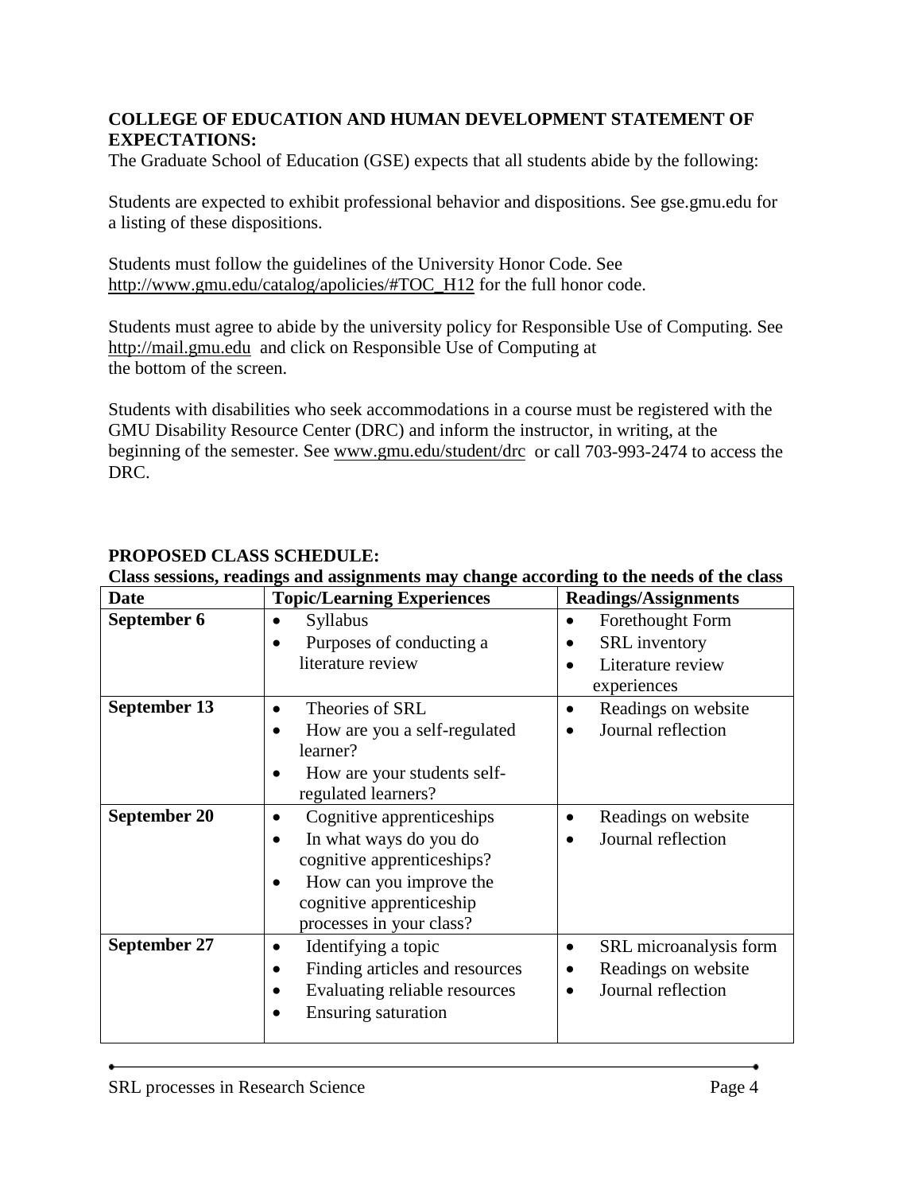**COLLEGE OF EDUCATION AND HUMAN DEVELOPMENT STATEMENT OF EXPECTATIONS:**

The Graduate School of Education (GSE) expects that all students abide by the following:

Students are expected to exhibit professional behavior and dispositions. See gse.gmu.edu for a listing of these dispositions.

Students must follow the guidelines of the University Honor Code. See http://www.gmu.edu/catalog/apolicies/#TOC_H12 for the full honor code.

Students must agree to abide by the university policy for Responsible Use of Computing. See http://mail.gmu.edu and click on Responsible Use of Computing at the bottom of the screen.

Students with disabilities who seek accommodations in a course must be registered with the GMU Disability Resource Center (DRC) and inform the instructor, in writing, at the beginning of the semester. See www.gmu.edu/student/drc or call 703-993-2474 to access the DRC.

**PROPOSED CLASS SCHEDULE:**

**Class sessions, readings and assignments may change according to the needs of the class**

| Date | Topic/Learning Experiences | Readings/Assignments |
|---|---|---|
| **September 6** | • Syllabus<br>• Purposes of conducting a literature review | • Forethought Form<br>• SRL inventory<br>• Literature review experiences |
| **September 13** | • Theories of SRL<br>• How are you a self-regulated learner?<br>• How are your students self-regulated learners? | • Readings on website<br>• Journal reflection |
| **September 20** | • Cognitive apprenticeships<br>• In what ways do you do cognitive apprenticeships?<br>• How can you improve the cognitive apprenticeship processes in your class? | • Readings on website<br>• Journal reflection |
| **September 27** | • Identifying a topic<br>• Finding articles and resources<br>• Evaluating reliable resources<br>• Ensuring saturation | • SRL microanalysis form<br>• Readings on website<br>• Journal reflection |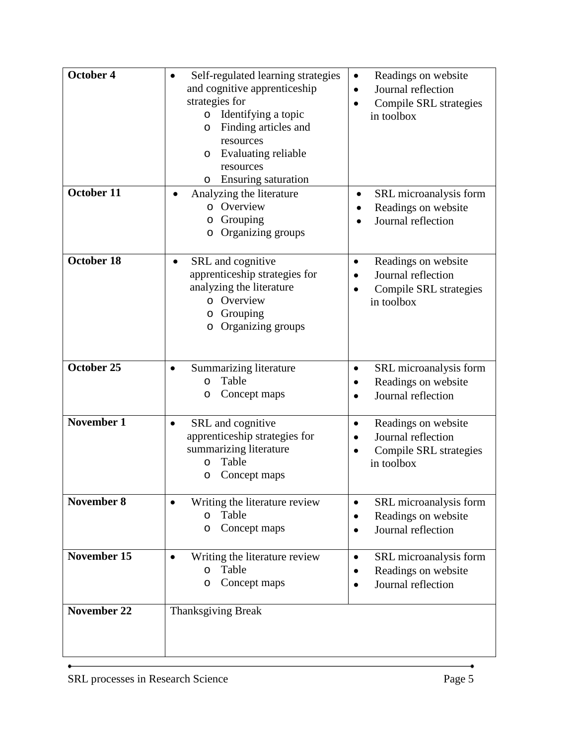| October 4 | • Self-regulated learning strategies and cognitive apprenticeship strategies for<br>o Identifying a topic<br>o Finding articles and resources<br>o Evaluating reliable resources<br>o Ensuring saturation | • Readings on website<br>• Journal reflection<br>• Compile SRL strategies in toolbox |
|---|---|---|
| **October 11** | • Analyzing the literature<br>o Overview<br>o Grouping<br>o Organizing groups | • SRL microanalysis form<br>• Readings on website<br>• Journal reflection |
| **October 18** | • SRL and cognitive apprenticeship strategies for analyzing the literature<br>o Overview<br>o Grouping<br>o Organizing groups | • Readings on website<br>• Journal reflection<br>• Compile SRL strategies in toolbox |
| **October 25** | • Summarizing literature<br>o Table<br>o Concept maps | • SRL microanalysis form<br>• Readings on website<br>• Journal reflection |
| **November 1** | • SRL and cognitive apprenticeship strategies for summarizing literature<br>o Table<br>o Concept maps | • Readings on website<br>• Journal reflection<br>• Compile SRL strategies in toolbox |
| **November 8** | • Writing the literature review<br>o Table<br>o Concept maps | • SRL microanalysis form<br>• Readings on website<br>• Journal reflection |
| **November 15** | • Writing the literature review<br>o Table<br>o Concept maps | • SRL microanalysis form<br>• Readings on website<br>• Journal reflection |
| **November 22** | Thanksgiving Break | |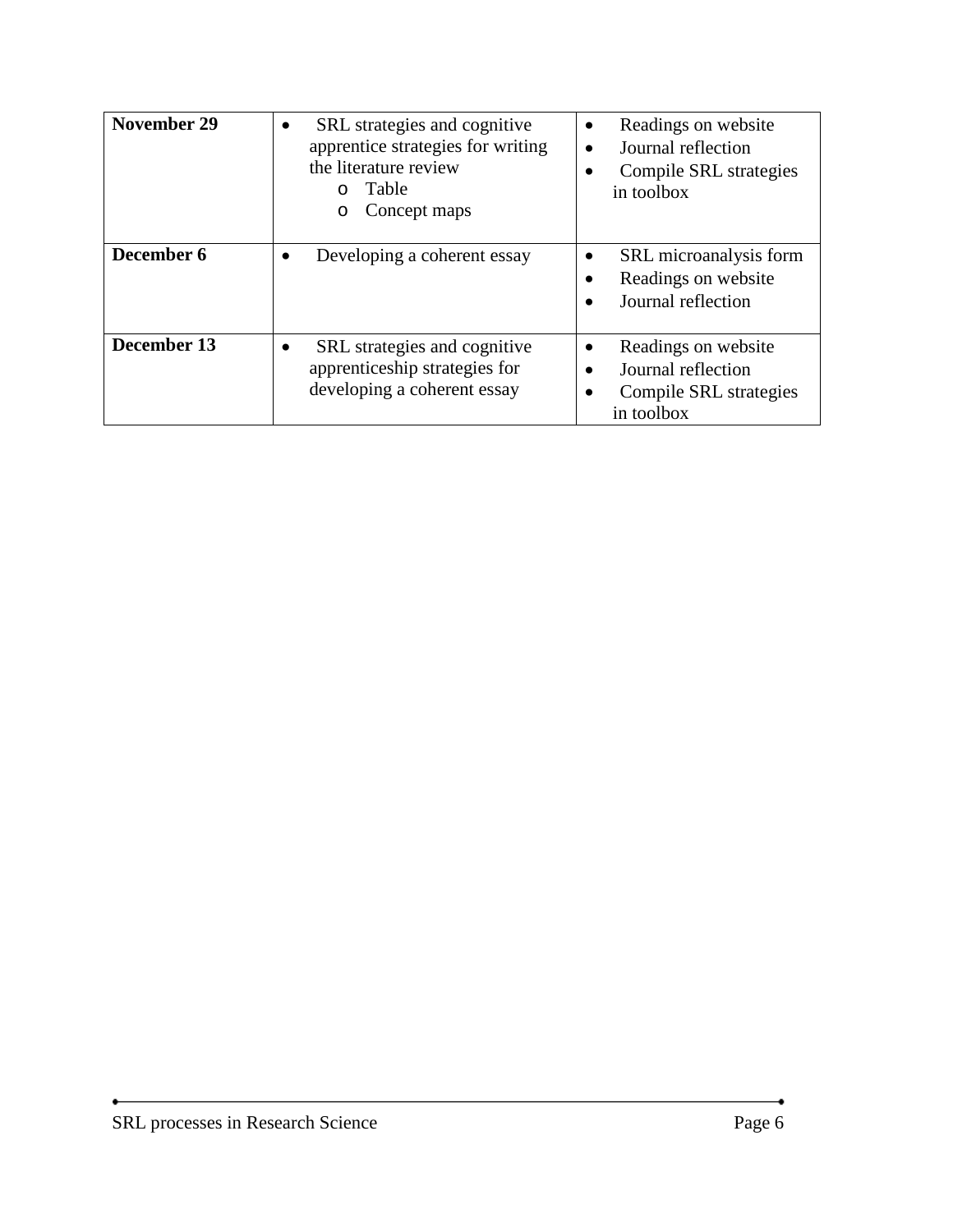| | | |
|---|---|---|
| **November 29** | • SRL strategies and cognitive apprentice strategies for writing the literature review<br>o Table<br>o Concept maps | • Readings on website<br>• Journal reflection<br>• Compile SRL strategies in toolbox |
| **December 6** | • Developing a coherent essay | • SRL microanalysis form<br>• Readings on website<br>• Journal reflection |
| **December 13** | • SRL strategies and cognitive apprenticeship strategies for developing a coherent essay | • Readings on website<br>• Journal reflection<br>• Compile SRL strategies in toolbox |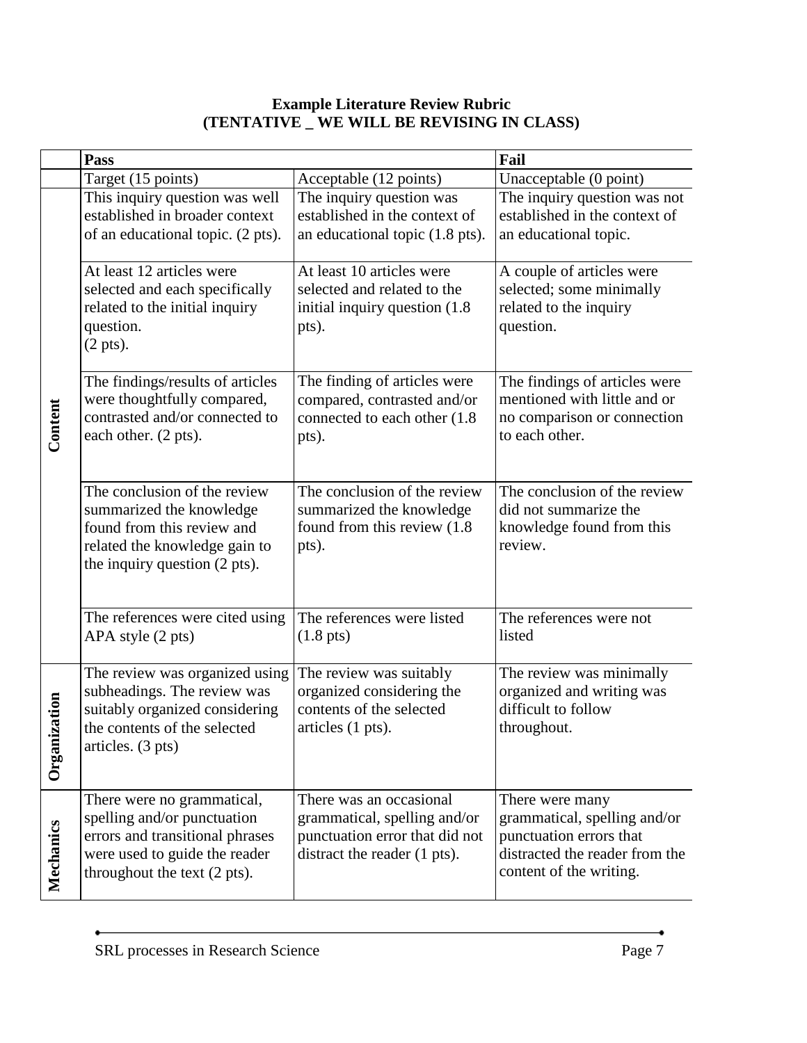**Example Literature Review Rubric**
**(TENTATIVE _ WE WILL BE REVISING IN CLASS)**

| | Pass | | Fail |
|---|---|---|---|
| | Target (15 points) | Acceptable (12 points) | Unacceptable (0 point) |
| Content | This inquiry question was well established in broader context of an educational topic. (2 pts). | The inquiry question was established in the context of an educational topic (1.8 pts). | The inquiry question was not established in the context of an educational topic. |
| | At least 12 articles were selected and each specifically related to the initial inquiry question. (2 pts). | At least 10 articles were selected and related to the initial inquiry question (1.8 pts). | A couple of articles were selected; some minimally related to the inquiry question. |
| | The findings/results of articles were thoughtfully compared, contrasted and/or connected to each other. (2 pts). | The finding of articles were compared, contrasted and/or connected to each other (1.8 pts). | The findings of articles were mentioned with little and or no comparison or connection to each other. |
| | The conclusion of the review summarized the knowledge found from this review and related the knowledge gain to the inquiry question (2 pts). | The conclusion of the review summarized the knowledge found from this review (1.8 pts). | The conclusion of the review did not summarize the knowledge found from this review. |
| | The references were cited using APA style (2 pts) | The references were listed (1.8 pts) | The references were not listed |
| Organization | The review was organized using subheadings. The review was suitably organized considering the contents of the selected articles. (3 pts) | The review was suitably organized considering the contents of the selected articles (1 pts). | The review was minimally organized and writing was difficult to follow throughout. |
| Mechanics | There were no grammatical, spelling and/or punctuation errors and transitional phrases were used to guide the reader throughout the text (2 pts). | There was an occasional grammatical, spelling and/or punctuation error that did not distract the reader (1 pts). | There were many grammatical, spelling and/or punctuation errors that distracted the reader from the content of the writing. |